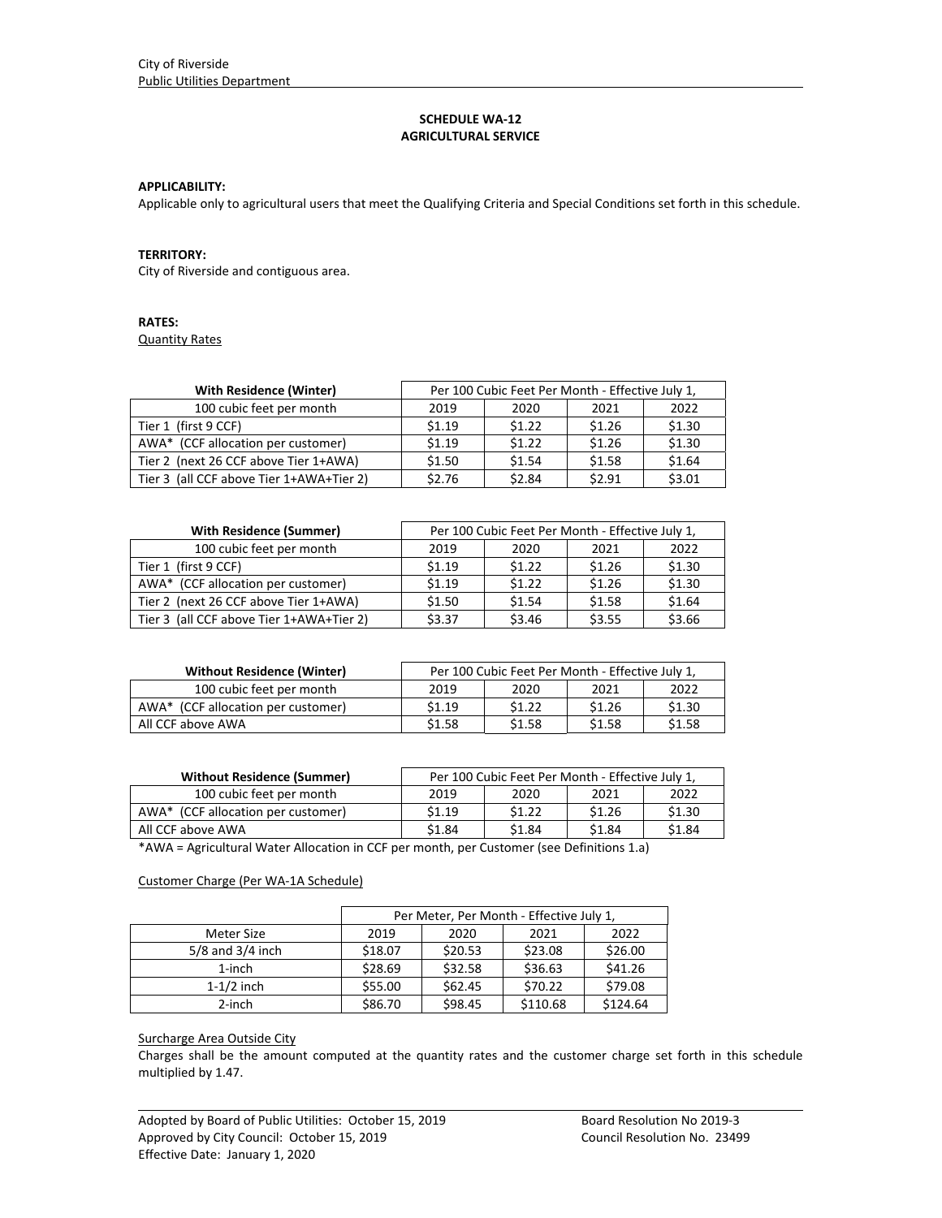City of Riverside
Public Utilities Department

**SCHEDULE WA-12**
**AGRICULTURAL SERVICE**

**APPLICABILITY:**
Applicable only to agricultural users that meet the Qualifying Criteria and Special Conditions set forth in this schedule.

**TERRITORY:**
City of Riverside and contiguous area.

**RATES:**
Quantity Rates

| With Residence (Winter) | Per 100 Cubic Feet Per Month - Effective July 1, | | | |
|---|---|---|---|---|
| 100 cubic feet per month | 2019 | 2020 | 2021 | 2022 |
| Tier 1 (first 9 CCF) | $1.19 | $1.22 | $1.26 | $1.30 |
| AWA* (CCF allocation per customer) | $1.19 | $1.22 | $1.26 | $1.30 |
| Tier 2 (next 26 CCF above Tier 1+AWA) | $1.50 | $1.54 | $1.58 | $1.64 |
| Tier 3 (all CCF above Tier 1+AWA+Tier 2) | $2.76 | $2.84 | $2.91 | $3.01 |

| With Residence (Summer) | Per 100 Cubic Feet Per Month - Effective July 1, | | | |
|---|---|---|---|---|
| 100 cubic feet per month | 2019 | 2020 | 2021 | 2022 |
| Tier 1 (first 9 CCF) | $1.19 | $1.22 | $1.26 | $1.30 |
| AWA* (CCF allocation per customer) | $1.19 | $1.22 | $1.26 | $1.30 |
| Tier 2 (next 26 CCF above Tier 1+AWA) | $1.50 | $1.54 | $1.58 | $1.64 |
| Tier 3 (all CCF above Tier 1+AWA+Tier 2) | $3.37 | $3.46 | $3.55 | $3.66 |

| Without Residence (Winter) | Per 100 Cubic Feet Per Month - Effective July 1, | | | |
|---|---|---|---|---|
| 100 cubic feet per month | 2019 | 2020 | 2021 | 2022 |
| AWA* (CCF allocation per customer) | $1.19 | $1.22 | $1.26 | $1.30 |
| All CCF above AWA | $1.58 | $1.58 | $1.58 | $1.58 |

| Without Residence (Summer) | Per 100 Cubic Feet Per Month - Effective July 1, | | | |
|---|---|---|---|---|
| 100 cubic feet per month | 2019 | 2020 | 2021 | 2022 |
| AWA* (CCF allocation per customer) | $1.19 | $1.22 | $1.26 | $1.30 |
| All CCF above AWA | $1.84 | $1.84 | $1.84 | $1.84 |

*AWA = Agricultural Water Allocation in CCF per month, per Customer (see Definitions 1.a)

Customer Charge (Per WA-1A Schedule)

| | Per Meter, Per Month - Effective July 1, | | | |
|---|---|---|---|---|
| Meter Size | 2019 | 2020 | 2021 | 2022 |
| 5/8 and 3/4 inch | $18.07 | $20.53 | $23.08 | $26.00 |
| 1-inch | $28.69 | $32.58 | $36.63 | $41.26 |
| 1-1/2 inch | $55.00 | $62.45 | $70.22 | $79.08 |
| 2-inch | $86.70 | $98.45 | $110.68 | $124.64 |

Surcharge Area Outside City
Charges shall be the amount computed at the quantity rates and the customer charge set forth in this schedule multiplied by 1.47.

Adopted by Board of Public Utilities: October 15, 2019 — Board Resolution No 2019-3
Approved by City Council: October 15, 2019 — Council Resolution No. 23499
Effective Date: January 1, 2020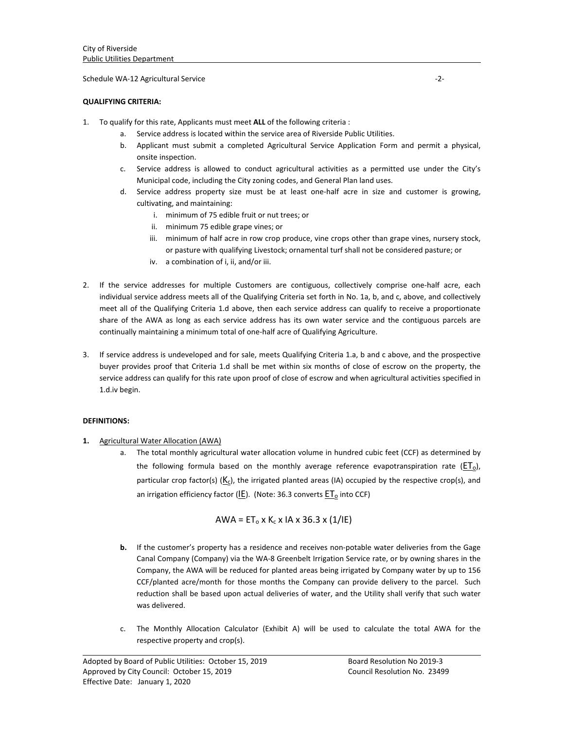**QUALIFYING CRITERIA:**

1. To qualify for this rate, Applicants must meet **ALL** of the following criteria :
   a. Service address is located within the service area of Riverside Public Utilities.
   b. Applicant must submit a completed Agricultural Service Application Form and permit a physical, onsite inspection.
   c. Service address is allowed to conduct agricultural activities as a permitted use under the City's Municipal code, including the City zoning codes, and General Plan land uses.
   d. Service address property size must be at least one-half acre in size and customer is growing, cultivating, and maintaining:
      i. minimum of 75 edible fruit or nut trees; or
      ii. minimum 75 edible grape vines; or
      iii. minimum of half acre in row crop produce, vine crops other than grape vines, nursery stock, or pasture with qualifying Livestock; ornamental turf shall not be considered pasture; or
      iv. a combination of i, ii, and/or iii.

2. If the service addresses for multiple Customers are contiguous, collectively comprise one-half acre, each individual service address meets all of the Qualifying Criteria set forth in No. 1a, b, and c, above, and collectively meet all of the Qualifying Criteria 1.d above, then each service address can qualify to receive a proportionate share of the AWA as long as each service address has its own water service and the contiguous parcels are continually maintaining a minimum total of one-half acre of Qualifying Agriculture.

3. If service address is undeveloped and for sale, meets Qualifying Criteria 1.a, b and c above, and the prospective buyer provides proof that Criteria 1.d shall be met within six months of close of escrow on the property, the service address can qualify for this rate upon proof of close of escrow and when agricultural activities specified in 1.d.iv begin.

**DEFINITIONS:**

**1.** Agricultural Water Allocation (AWA)
   a. The total monthly agricultural water allocation volume in hundred cubic feet (CCF) as determined by the following formula based on the monthly average reference evapotranspiration rate ($ET_o$), particular crop factor(s) ($K_c$), the irrigated planted areas (IA) occupied by the respective crop(s), and an irrigation efficiency factor (IE). (Note: 36.3 converts $ET_o$ into CCF)

$$AWA = ET_o \times K_c \times IA \times 36.3 \times (1/IE)$$

   **b.** If the customer's property has a residence and receives non-potable water deliveries from the Gage Canal Company (Company) via the WA-8 Greenbelt Irrigation Service rate, or by owning shares in the Company, the AWA will be reduced for planted areas being irrigated by Company water by up to 156 CCF/planted acre/month for those months the Company can provide delivery to the parcel. Such reduction shall be based upon actual deliveries of water, and the Utility shall verify that such water was delivered.

   c. The Monthly Allocation Calculator (Exhibit A) will be used to calculate the total AWA for the respective property and crop(s).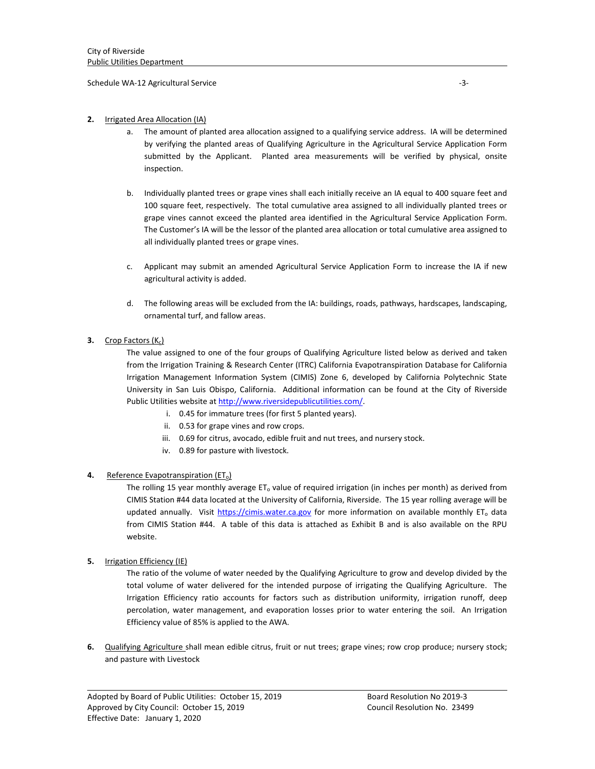**2.** Irrigated Area Allocation (IA)

a. The amount of planted area allocation assigned to a qualifying service address. IA will be determined by verifying the planted areas of Qualifying Agriculture in the Agricultural Service Application Form submitted by the Applicant. Planted area measurements will be verified by physical, onsite inspection.

b. Individually planted trees or grape vines shall each initially receive an IA equal to 400 square feet and 100 square feet, respectively. The total cumulative area assigned to all individually planted trees or grape vines cannot exceed the planted area identified in the Agricultural Service Application Form. The Customer's IA will be the lessor of the planted area allocation or total cumulative area assigned to all individually planted trees or grape vines.

c. Applicant may submit an amended Agricultural Service Application Form to increase the IA if new agricultural activity is added.

d. The following areas will be excluded from the IA: buildings, roads, pathways, hardscapes, landscaping, ornamental turf, and fallow areas.

**3.** Crop Factors ($K_c$)

The value assigned to one of the four groups of Qualifying Agriculture listed below as derived and taken from the Irrigation Training & Research Center (ITRC) California Evapotranspiration Database for California Irrigation Management Information System (CIMIS) Zone 6, developed by California Polytechnic State University in San Luis Obispo, California. Additional information can be found at the City of Riverside Public Utilities website at http://www.riversidepublicutilities.com/.

i. 0.45 for immature trees (for first 5 planted years).
ii. 0.53 for grape vines and row crops.
iii. 0.69 for citrus, avocado, edible fruit and nut trees, and nursery stock.
iv. 0.89 for pasture with livestock.

**4.** Reference Evapotranspiration ($ET_o$)

The rolling 15 year monthly average $ET_o$ value of required irrigation (in inches per month) as derived from CIMIS Station #44 data located at the University of California, Riverside. The 15 year rolling average will be updated annually. Visit https://cimis.water.ca.gov for more information on available monthly $ET_o$ data from CIMIS Station #44. A table of this data is attached as Exhibit B and is also available on the RPU website.

**5.** Irrigation Efficiency (IE)

The ratio of the volume of water needed by the Qualifying Agriculture to grow and develop divided by the total volume of water delivered for the intended purpose of irrigating the Qualifying Agriculture. The Irrigation Efficiency ratio accounts for factors such as distribution uniformity, irrigation runoff, deep percolation, water management, and evaporation losses prior to water entering the soil. An Irrigation Efficiency value of 85% is applied to the AWA.

**6.** Qualifying Agriculture shall mean edible citrus, fruit or nut trees; grape vines; row crop produce; nursery stock; and pasture with Livestock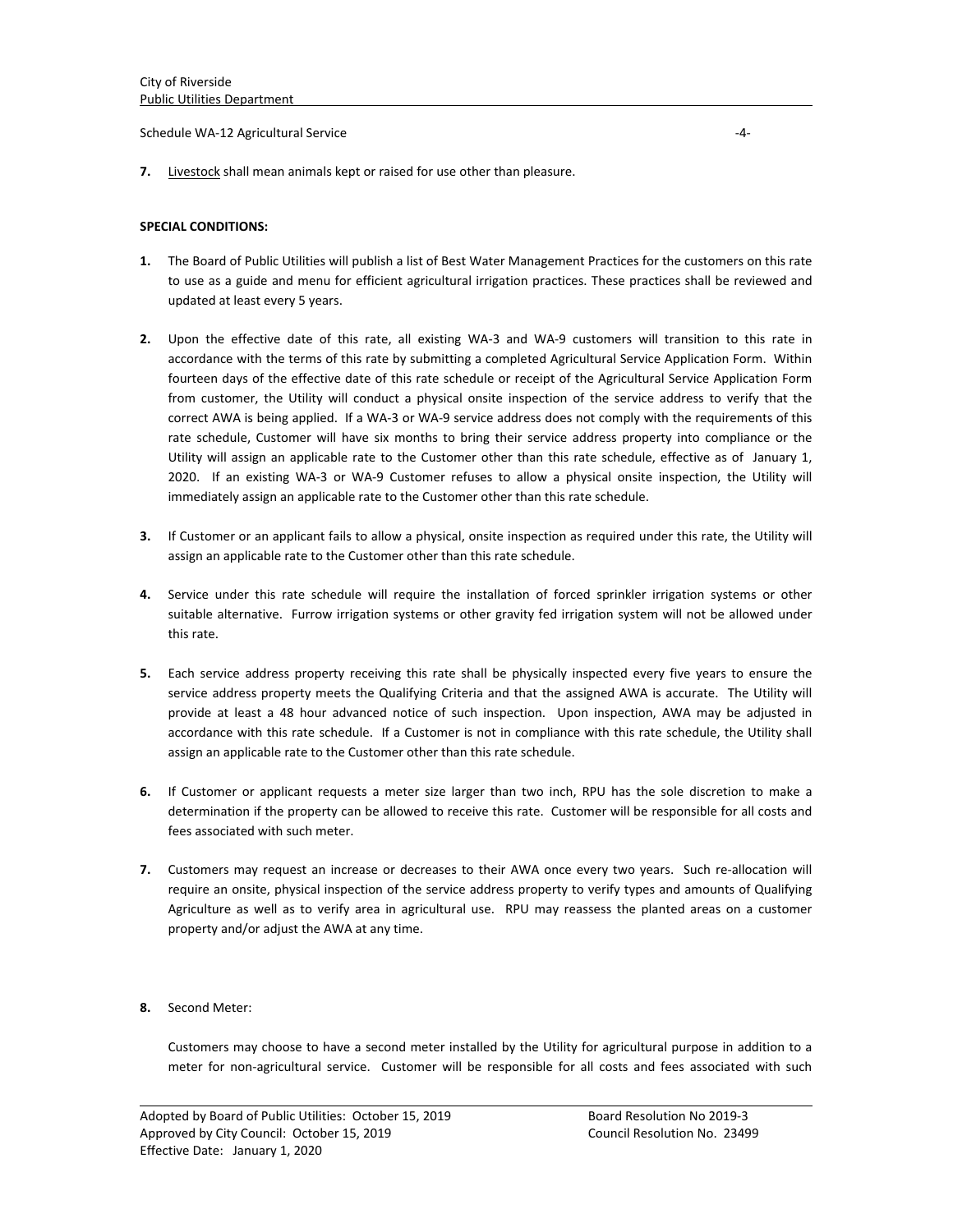**7.** Livestock shall mean animals kept or raised for use other than pleasure.

**SPECIAL CONDITIONS:**

**1.** The Board of Public Utilities will publish a list of Best Water Management Practices for the customers on this rate to use as a guide and menu for efficient agricultural irrigation practices. These practices shall be reviewed and updated at least every 5 years.

**2.** Upon the effective date of this rate, all existing WA-3 and WA-9 customers will transition to this rate in accordance with the terms of this rate by submitting a completed Agricultural Service Application Form. Within fourteen days of the effective date of this rate schedule or receipt of the Agricultural Service Application Form from customer, the Utility will conduct a physical onsite inspection of the service address to verify that the correct AWA is being applied. If a WA-3 or WA-9 service address does not comply with the requirements of this rate schedule, Customer will have six months to bring their service address property into compliance or the Utility will assign an applicable rate to the Customer other than this rate schedule, effective as of January 1, 2020. If an existing WA-3 or WA-9 Customer refuses to allow a physical onsite inspection, the Utility will immediately assign an applicable rate to the Customer other than this rate schedule.

**3.** If Customer or an applicant fails to allow a physical, onsite inspection as required under this rate, the Utility will assign an applicable rate to the Customer other than this rate schedule.

**4.** Service under this rate schedule will require the installation of forced sprinkler irrigation systems or other suitable alternative. Furrow irrigation systems or other gravity fed irrigation system will not be allowed under this rate.

**5.** Each service address property receiving this rate shall be physically inspected every five years to ensure the service address property meets the Qualifying Criteria and that the assigned AWA is accurate. The Utility will provide at least a 48 hour advanced notice of such inspection. Upon inspection, AWA may be adjusted in accordance with this rate schedule. If a Customer is not in compliance with this rate schedule, the Utility shall assign an applicable rate to the Customer other than this rate schedule.

**6.** If Customer or applicant requests a meter size larger than two inch, RPU has the sole discretion to make a determination if the property can be allowed to receive this rate. Customer will be responsible for all costs and fees associated with such meter.

**7.** Customers may request an increase or decreases to their AWA once every two years. Such re-allocation will require an onsite, physical inspection of the service address property to verify types and amounts of Qualifying Agriculture as well as to verify area in agricultural use. RPU may reassess the planted areas on a customer property and/or adjust the AWA at any time.

**8.** Second Meter:

Customers may choose to have a second meter installed by the Utility for agricultural purpose in addition to a meter for non-agricultural service. Customer will be responsible for all costs and fees associated with such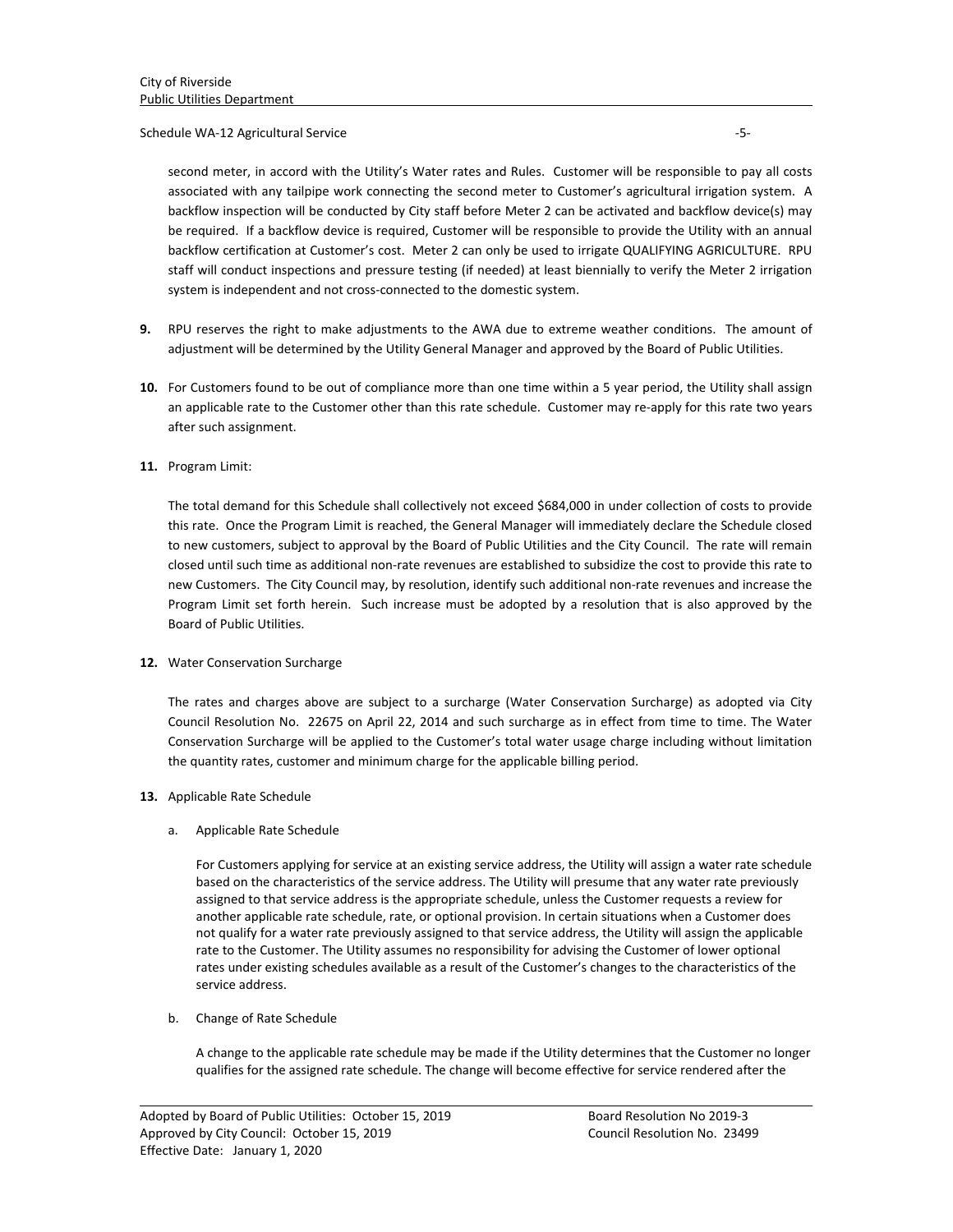second meter, in accord with the Utility's Water rates and Rules. Customer will be responsible to pay all costs associated with any tailpipe work connecting the second meter to Customer's agricultural irrigation system. A backflow inspection will be conducted by City staff before Meter 2 can be activated and backflow device(s) may be required. If a backflow device is required, Customer will be responsible to provide the Utility with an annual backflow certification at Customer's cost. Meter 2 can only be used to irrigate QUALIFYING AGRICULTURE. RPU staff will conduct inspections and pressure testing (if needed) at least biennially to verify the Meter 2 irrigation system is independent and not cross-connected to the domestic system.

**9.** RPU reserves the right to make adjustments to the AWA due to extreme weather conditions. The amount of adjustment will be determined by the Utility General Manager and approved by the Board of Public Utilities.

**10.** For Customers found to be out of compliance more than one time within a 5 year period, the Utility shall assign an applicable rate to the Customer other than this rate schedule. Customer may re-apply for this rate two years after such assignment.

**11.** Program Limit:

The total demand for this Schedule shall collectively not exceed $684,000 in under collection of costs to provide this rate. Once the Program Limit is reached, the General Manager will immediately declare the Schedule closed to new customers, subject to approval by the Board of Public Utilities and the City Council. The rate will remain closed until such time as additional non-rate revenues are established to subsidize the cost to provide this rate to new Customers. The City Council may, by resolution, identify such additional non-rate revenues and increase the Program Limit set forth herein. Such increase must be adopted by a resolution that is also approved by the Board of Public Utilities.

**12.** Water Conservation Surcharge

The rates and charges above are subject to a surcharge (Water Conservation Surcharge) as adopted via City Council Resolution No. 22675 on April 22, 2014 and such surcharge as in effect from time to time. The Water Conservation Surcharge will be applied to the Customer's total water usage charge including without limitation the quantity rates, customer and minimum charge for the applicable billing period.

**13.** Applicable Rate Schedule

a. Applicable Rate Schedule

For Customers applying for service at an existing service address, the Utility will assign a water rate schedule based on the characteristics of the service address. The Utility will presume that any water rate previously assigned to that service address is the appropriate schedule, unless the Customer requests a review for another applicable rate schedule, rate, or optional provision. In certain situations when a Customer does not qualify for a water rate previously assigned to that service address, the Utility will assign the applicable rate to the Customer. The Utility assumes no responsibility for advising the Customer of lower optional rates under existing schedules available as a result of the Customer's changes to the characteristics of the service address.

b. Change of Rate Schedule

A change to the applicable rate schedule may be made if the Utility determines that the Customer no longer qualifies for the assigned rate schedule. The change will become effective for service rendered after the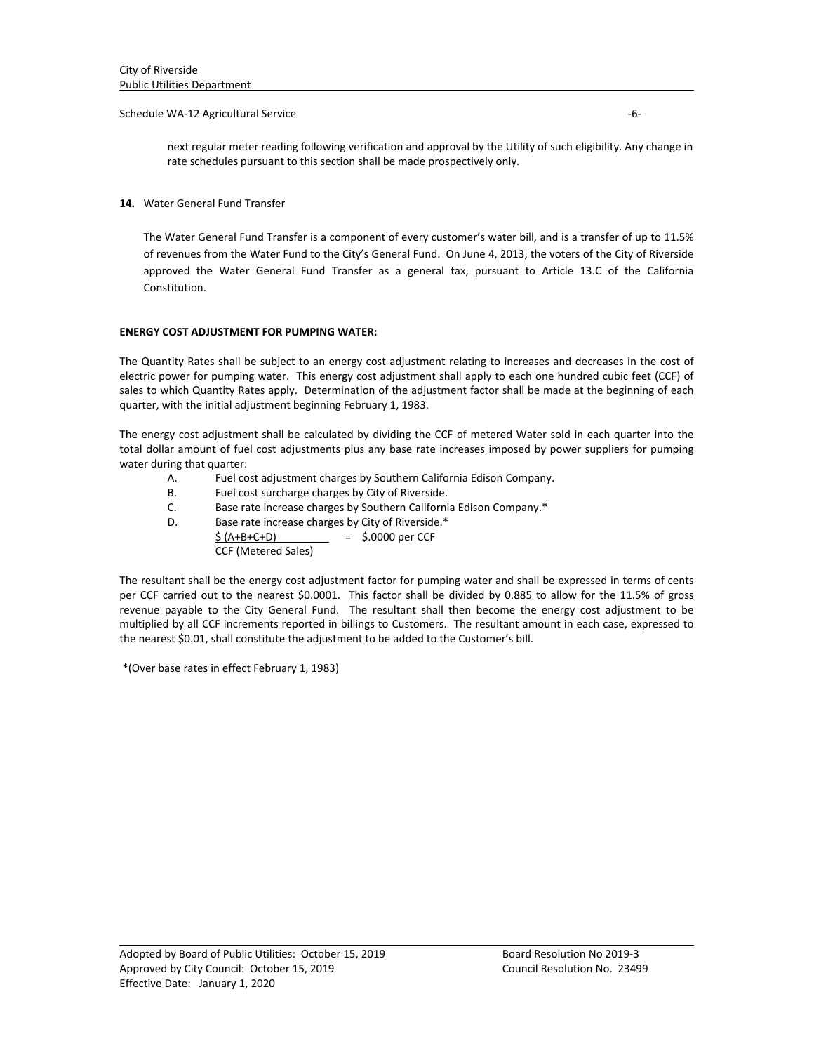next regular meter reading following verification and approval by the Utility of such eligibility. Any change in rate schedules pursuant to this section shall be made prospectively only.

**14.** Water General Fund Transfer

The Water General Fund Transfer is a component of every customer's water bill, and is a transfer of up to 11.5% of revenues from the Water Fund to the City's General Fund. On June 4, 2013, the voters of the City of Riverside approved the Water General Fund Transfer as a general tax, pursuant to Article 13.C of the California Constitution.

**ENERGY COST ADJUSTMENT FOR PUMPING WATER:**

The Quantity Rates shall be subject to an energy cost adjustment relating to increases and decreases in the cost of electric power for pumping water. This energy cost adjustment shall apply to each one hundred cubic feet (CCF) of sales to which Quantity Rates apply. Determination of the adjustment factor shall be made at the beginning of each quarter, with the initial adjustment beginning February 1, 1983.

The energy cost adjustment shall be calculated by dividing the CCF of metered Water sold in each quarter into the total dollar amount of fuel cost adjustments plus any base rate increases imposed by power suppliers for pumping water during that quarter:

A. Fuel cost adjustment charges by Southern California Edison Company.

B. Fuel cost surcharge charges by City of Riverside.

C. Base rate increase charges by Southern California Edison Company.*

D. Base rate increase charges by City of Riverside.*

$$\frac{\$\,(A+B+C+D)}{\text{CCF (Metered Sales)}} = \$.0000 \text{ per CCF}$$

The resultant shall be the energy cost adjustment factor for pumping water and shall be expressed in terms of cents per CCF carried out to the nearest $0.0001. This factor shall be divided by 0.885 to allow for the 11.5% of gross revenue payable to the City General Fund. The resultant shall then become the energy cost adjustment to be multiplied by all CCF increments reported in billings to Customers. The resultant amount in each case, expressed to the nearest $0.01, shall constitute the adjustment to be added to the Customer's bill.

*(Over base rates in effect February 1, 1983)

Adopted by Board of Public Utilities: October 15, 2019 Board Resolution No 2019-3
Approved by City Council: October 15, 2019 Council Resolution No. 23499
Effective Date: January 1, 2020